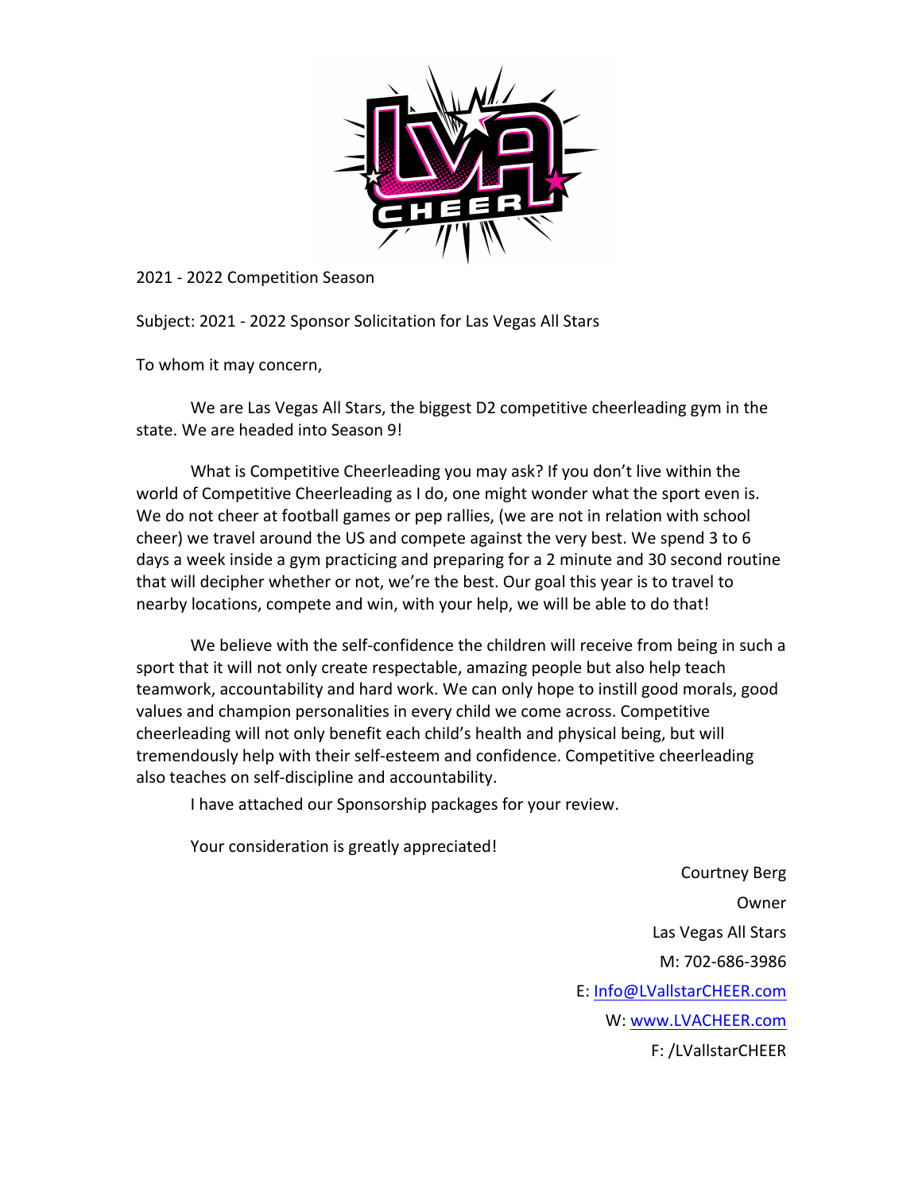2021 - 2022 Competition Season

Subject: 2021 - 2022 Sponsor Solicitation for Las Vegas All Stars

To whom it may concern,

We are Las Vegas All Stars, the biggest D2 competitive cheerleading gym in the state. We are headed into Season 9!

What is Competitive Cheerleading you may ask? If you don't live within the world of Competitive Cheerleading as I do, one might wonder what the sport even is. We do not cheer at football games or pep rallies, (we are not in relation with school cheer) we travel around the US and compete against the very best. We spend 3 to 6 days a week inside a gym practicing and preparing for a 2 minute and 30 second routine that will decipher whether or not, we're the best. Our goal this year is to travel to nearby locations, compete and win, with your help, we will be able to do that!

We believe with the self-confidence the children will receive from being in such a sport that it will not only create respectable, amazing people but also help teach teamwork, accountability and hard work. We can only hope to instill good morals, good values and champion personalities in every child we come across. Competitive cheerleading will not only benefit each child's health and physical being, but will tremendously help with their self-esteem and confidence. Competitive cheerleading also teaches on self-discipline and accountability.

I have attached our Sponsorship packages for your review.

Your consideration is greatly appreciated!

Courtney Berg

Owner

Las Vegas All Stars

M: 702-686-3986

E: Info@LVallstarCHEER.com

W: www.LVACHEER.com

F: /LVallstarCHEER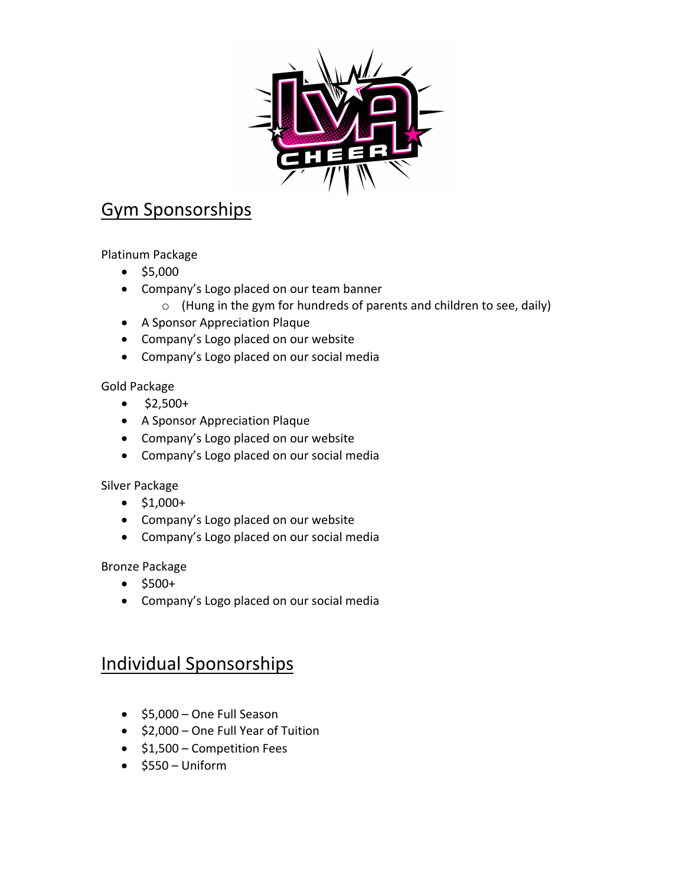## Gym Sponsorships

Platinum Package

- $5,000
- Company's Logo placed on our team banner
  - (Hung in the gym for hundreds of parents and children to see, daily)
- A Sponsor Appreciation Plaque
- Company's Logo placed on our website
- Company's Logo placed on our social media

Gold Package

- $2,500+
- A Sponsor Appreciation Plaque
- Company's Logo placed on our website
- Company's Logo placed on our social media

Silver Package

- $1,000+
- Company's Logo placed on our website
- Company's Logo placed on our social media

Bronze Package

- $500+
- Company's Logo placed on our social media

## Individual Sponsorships

- $5,000 – One Full Season
- $2,000 – One Full Year of Tuition
- $1,500 – Competition Fees
- $550 – Uniform